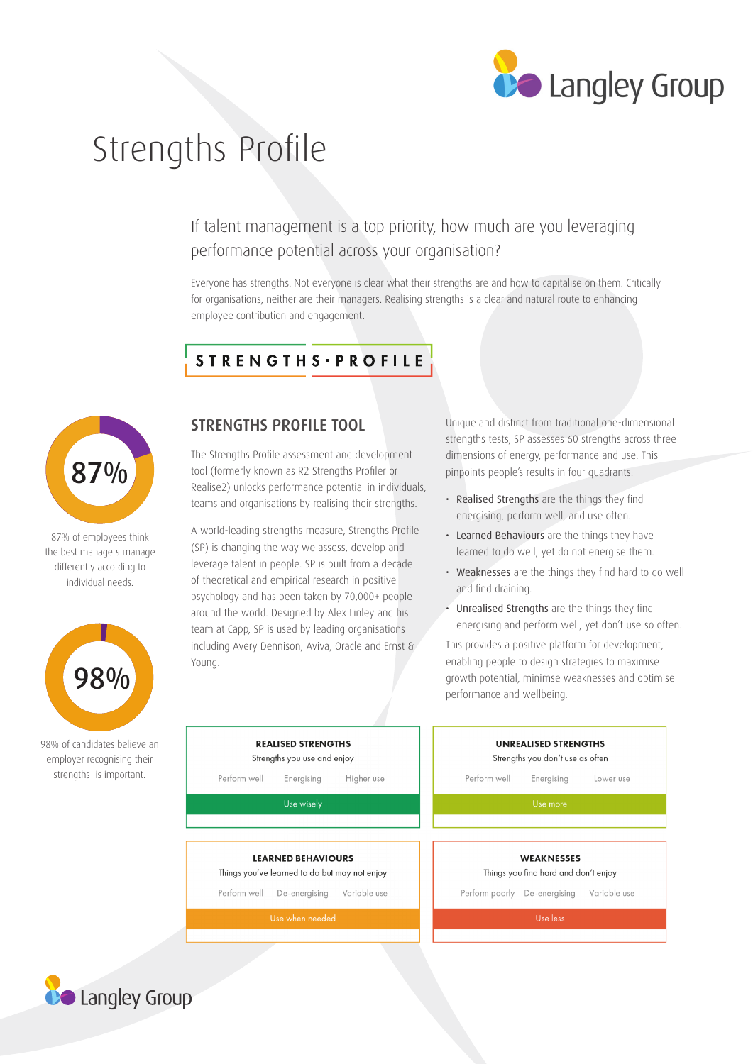# Strengths Profile

If talent management is a top priority, how much are you leveraging performance potential across your organisation?

Everyone has strengths. Not everyone is clear what their strengths are and how to capitalise on them. Critically for organisations, neither are their managers. Realising strengths is a clear and natural route to enhancing employee contribution and engagement.

STRENGTHS·PROFILE

87%

87% of employees think the best managers manage differently according to individual needs.

98%

98% of candidates believe an employer recognising their strengths is important.

## STRENGTHS PROFILE TOOL

The Strengths Profile assessment and development tool (formerly known as R2 Strengths Profiler or Realise2) unlocks performance potential in individuals, teams and organisations by realising their strengths.

A world-leading strengths measure, Strengths Profile (SP) is changing the way we assess, develop and leverage talent in people. SP is built from a decade of theoretical and empirical research in positive psychology and has been taken by 70,000+ people around the world. Designed by Alex Linley and his team at Capp, SP is used by leading organisations including Avery Dennison, Aviva, Oracle and Ernst & Young.

Unique and distinct from traditional one-dimensional strengths tests, SP assesses 60 strengths across three dimensions of energy, performance and use. This pinpoints people's results in four quadrants:

- Realised Strengths are the things they find energising, perform well, and use often.
- Learned Behaviours are the things they have learned to do well, yet do not energise them.
- Weaknesses are the things they find hard to do well and find draining.
- Unrealised Strengths are the things they find energising and perform well, yet don't use so often.

This provides a positive platform for development, enabling people to design strategies to maximise growth potential, minimse weaknesses and optimise performance and wellbeing.

| REALISED STRENGTHS | UNREALISED STRENGTHS |
| --- | --- |
| Strengths you use and enjoy | Strengths you don't use as often |
| Perform well · Energising · Higher use | Perform well · Energising · Lower use |
| Use wisely | Use more |
| **LEARNED BEHAVIOURS** | **WEAKNESSES** |
| Things you've learned to do but may not enjoy | Things you find hard and don't enjoy |
| Perform well · De-energising · Variable use | Perform poorly · De-energising · Variable use |
| Use when needed | Use less |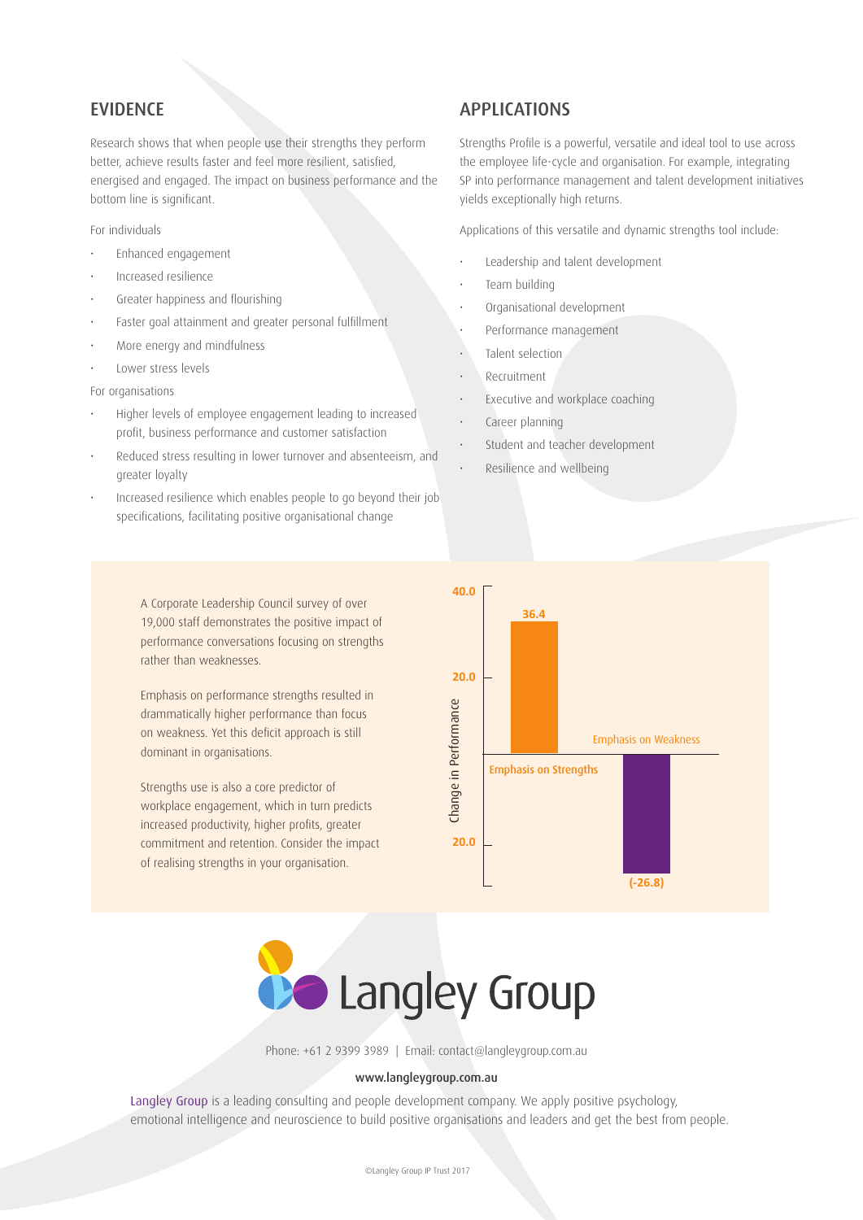## EVIDENCE

Research shows that when people use their strengths they perform better, achieve results faster and feel more resilient, satisfied, energised and engaged. The impact on business performance and the bottom line is significant.

For individuals

- Enhanced engagement
- Increased resilience
- Greater happiness and flourishing
- Faster goal attainment and greater personal fulfillment
- More energy and mindfulness
- Lower stress levels

For organisations

- Higher levels of employee engagement leading to increased profit, business performance and customer satisfaction
- Reduced stress resulting in lower turnover and absenteeism, and greater loyalty
- Increased resilience which enables people to go beyond their job specifications, facilitating positive organisational change

## APPLICATIONS

Strengths Profile is a powerful, versatile and ideal tool to use across the employee life-cycle and organisation. For example, integrating SP into performance management and talent development initiatives yields exceptionally high returns.

Applications of this versatile and dynamic strengths tool include:

- Leadership and talent development
- Team building
- Organisational development
- Performance management
- Talent selection
- Recruitment
- Executive and workplace coaching
- Career planning
- Student and teacher development
- Resilience and wellbeing

A Corporate Leadership Council survey of over 19,000 staff demonstrates the positive impact of performance conversations focusing on strengths rather than weaknesses.

Emphasis on performance strengths resulted in drammatically higher performance than focus on weakness. Yet this deficit approach is still dominant in organisations.

Strengths use is also a core predictor of workplace engagement, which in turn predicts increased productivity, higher profits, greater commitment and retention. Consider the impact of realising strengths in your organisation.

Change in Performance
40.0
20.0
20.0
36.4
Emphasis on Strengths
Emphasis on Weakness
(-26.8)

Langley Group

Phone: +61 2 9399 3989 | Email: contact@langleygroup.com.au

**www.langleygroup.com.au**

Langley Group is a leading consulting and people development company. We apply positive psychology, emotional intelligence and neuroscience to build positive organisations and leaders and get the best from people.

©Langley Group IP Trust 2017